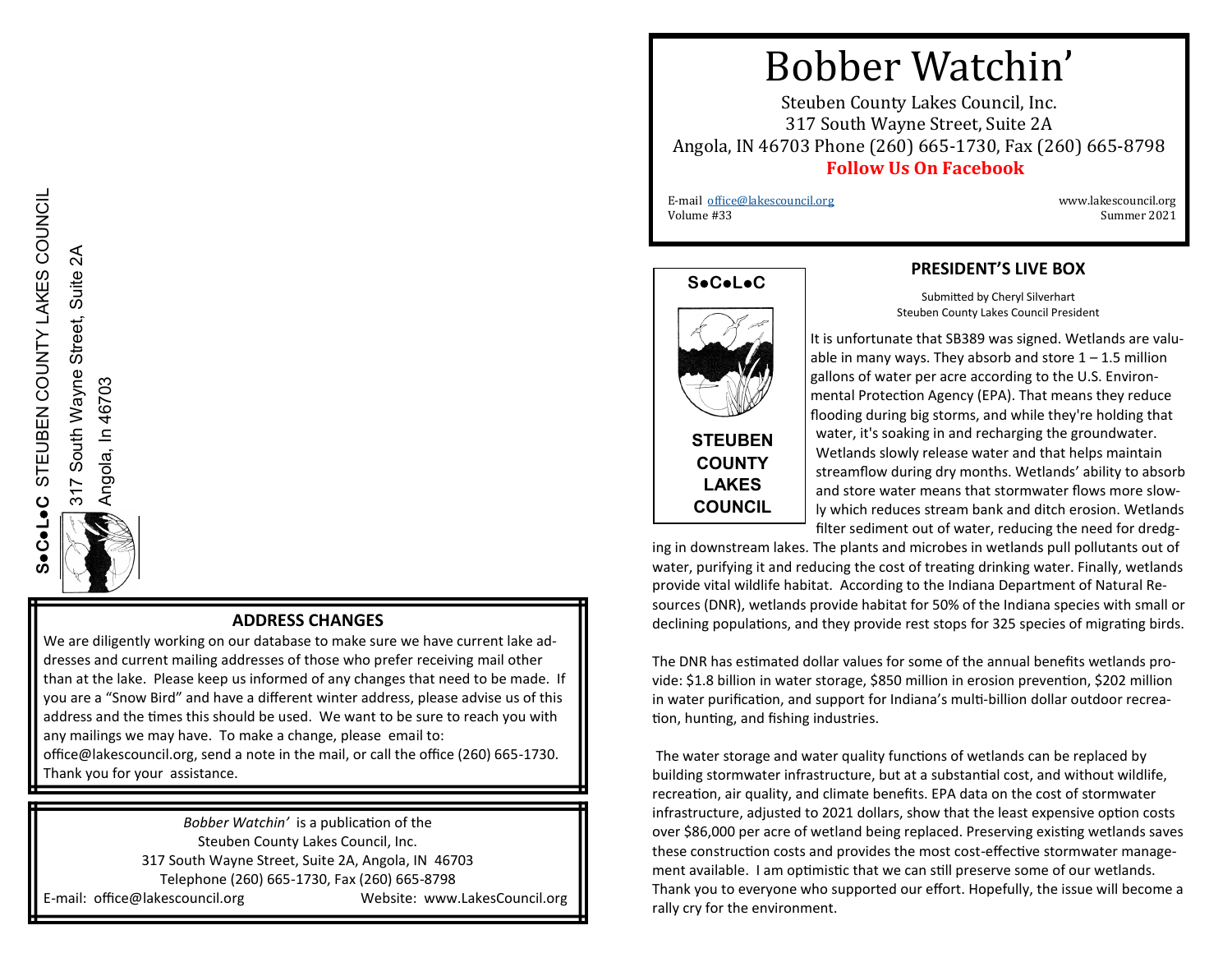S•C•L•C STEUBEN COUNTY LAKES COUNCIL
317 South Wayne Street, Suite 2A
Angola, In 46703

## ADDRESS CHANGES

We are diligently working on our database to make sure we have current lake addresses and current mailing addresses of those who prefer receiving mail other than at the lake. Please keep us informed of any changes that need to be made. If you are a "Snow Bird" and have a different winter address, please advise us of this address and the times this should be used. We want to be sure to reach you with any mailings we may have. To make a change, please email to: office@lakescouncil.org, send a note in the mail, or call the office (260) 665-1730. Thank you for your assistance.

*Bobber Watchin'* is a publication of the
Steuben County Lakes Council, Inc.
317 South Wayne Street, Suite 2A, Angola, IN 46703
Telephone (260) 665-1730, Fax (260) 665-8798
E-mail: office@lakescouncil.org Website: www.LakesCouncil.org

# Bobber Watchin'

Steuben County Lakes Council, Inc.
317 South Wayne Street, Suite 2A
Angola, IN 46703 Phone (260) 665-1730, Fax (260) 665-8798

**Follow Us On Facebook**

E-mail office@lakescouncil.org
Volume #33

www.lakescouncil.org
Summer 2021

S•C•L•C

STEUBEN COUNTY LAKES COUNCIL

## PRESIDENT'S LIVE BOX

Submitted by Cheryl Silverhart
Steuben County Lakes Council President

It is unfortunate that SB389 was signed. Wetlands are valuable in many ways. They absorb and store 1 – 1.5 million gallons of water per acre according to the U.S. Environmental Protection Agency (EPA). That means they reduce flooding during big storms, and while they're holding that water, it's soaking in and recharging the groundwater. Wetlands slowly release water and that helps maintain streamflow during dry months. Wetlands' ability to absorb and store water means that stormwater flows more slowly which reduces stream bank and ditch erosion. Wetlands filter sediment out of water, reducing the need for dredging in downstream lakes. The plants and microbes in wetlands pull pollutants out of water, purifying it and reducing the cost of treating drinking water. Finally, wetlands provide vital wildlife habitat. According to the Indiana Department of Natural Resources (DNR), wetlands provide habitat for 50% of the Indiana species with small or declining populations, and they provide rest stops for 325 species of migrating birds.

The DNR has estimated dollar values for some of the annual benefits wetlands provide: $1.8 billion in water storage, $850 million in erosion prevention, $202 million in water purification, and support for Indiana's multi-billion dollar outdoor recreation, hunting, and fishing industries.

The water storage and water quality functions of wetlands can be replaced by building stormwater infrastructure, but at a substantial cost, and without wildlife, recreation, air quality, and climate benefits. EPA data on the cost of stormwater infrastructure, adjusted to 2021 dollars, show that the least expensive option costs over $86,000 per acre of wetland being replaced. Preserving existing wetlands saves these construction costs and provides the most cost-effective stormwater management available. I am optimistic that we can still preserve some of our wetlands. Thank you to everyone who supported our effort. Hopefully, the issue will become a rally cry for the environment.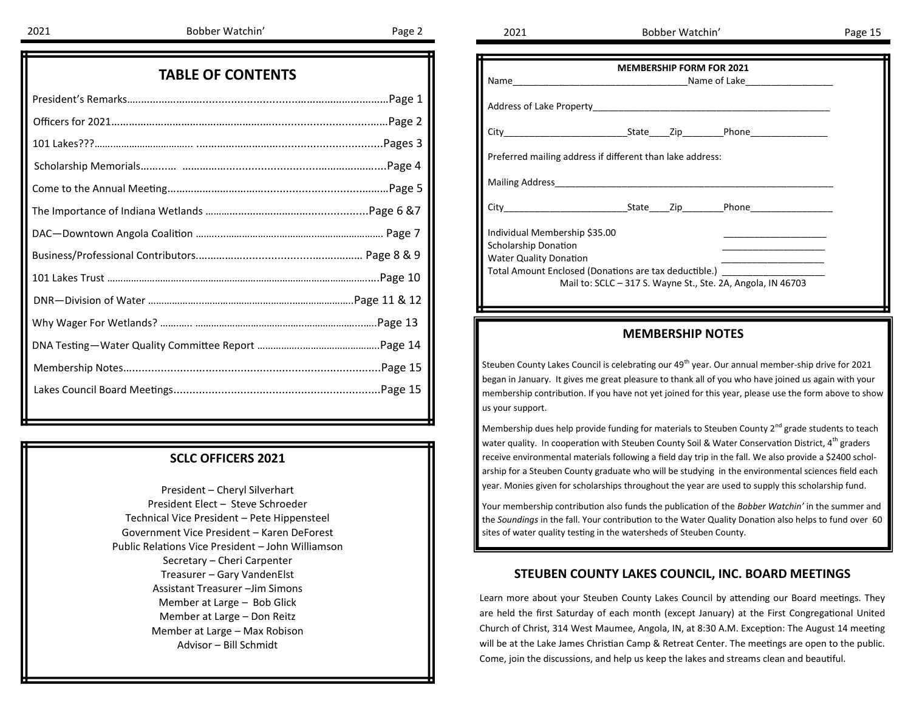## TABLE OF CONTENTS

| | |
|---|---|
| President's Remarks | Page 1 |
| Officers for 2021 | Page 2 |
| 101 Lakes??? | Pages 3 |
| Scholarship Memorials | Page 4 |
| Come to the Annual Meeting | Page 5 |
| The Importance of Indiana Wetlands | Page 6 &7 |
| DAC—Downtown Angola Coalition | Page 7 |
| Business/Professional Contributors | Page 8 & 9 |
| 101 Lakes Trust | Page 10 |
| DNR—Division of Water | Page 11 & 12 |
| Why Wager For Wetlands? | Page 13 |
| DNA Testing—Water Quality Committee Report | Page 14 |
| Membership Notes | Page 15 |
| Lakes Council Board Meetings | Page 15 |

## SCLC OFFICERS 2021

President – Cheryl Silverhart
President Elect – Steve Schroeder
Technical Vice President – Pete Hippensteel
Government Vice President – Karen DeForest
Public Relations Vice President – John Williamson
Secretary – Cheri Carpenter
Treasurer – Gary VandenElst
Assistant Treasurer –Jim Simons
Member at Large – Bob Glick
Member at Large – Don Reitz
Member at Large – Max Robison
Advisor – Bill Schmidt

**MEMBERSHIP FORM FOR 2021**

Name\_\_\_\_\_\_\_\_\_\_\_\_\_\_\_\_\_\_\_\_\_\_\_\_\_\_\_\_\_\_\_\_\_\_Name of Lake\_\_\_\_\_\_\_\_\_\_\_\_\_\_\_\_\_\_

Address of Lake Property\_\_\_\_\_\_\_\_\_\_\_\_\_\_\_\_\_\_\_\_\_\_\_\_\_\_\_\_\_\_\_\_\_\_\_\_\_\_\_\_\_\_\_\_\_\_\_\_

City\_\_\_\_\_\_\_\_\_\_\_\_\_\_\_\_\_\_\_\_\_\_\_\_State\_\_\_\_Zip\_\_\_\_\_\_\_\_Phone\_\_\_\_\_\_\_\_\_\_\_\_\_\_\_\_

Preferred mailing address if different than lake address:

Mailing Address\_\_\_\_\_\_\_\_\_\_\_\_\_\_\_\_\_\_\_\_\_\_\_\_\_\_\_\_\_\_\_\_\_\_\_\_\_\_\_\_\_\_\_\_\_\_\_\_\_\_\_\_\_\_\_\_\_\_

City\_\_\_\_\_\_\_\_\_\_\_\_\_\_\_\_\_\_\_\_\_\_\_\_State\_\_\_\_Zip\_\_\_\_\_\_\_\_Phone\_\_\_\_\_\_\_\_\_\_\_\_\_\_\_\_

Individual Membership $35.00 \_\_\_\_\_\_\_\_\_\_\_\_\_\_\_\_\_\_\_\_
Scholarship Donation \_\_\_\_\_\_\_\_\_\_\_\_\_\_\_\_\_\_\_\_
Water Quality Donation \_\_\_\_\_\_\_\_\_\_\_\_\_\_\_\_\_\_\_\_
Total Amount Enclosed (Donations are tax deductible.) \_\_\_\_\_\_\_\_\_\_\_\_\_\_\_\_\_\_\_\_

Mail to: SCLC – 317 S. Wayne St., Ste. 2A, Angola, IN 46703

## MEMBERSHIP NOTES

Steuben County Lakes Council is celebrating our 49th year. Our annual member-ship drive for 2021 began in January. It gives me great pleasure to thank all of you who have joined us again with your membership contribution. If you have not yet joined for this year, please use the form above to show us your support.

Membership dues help provide funding for materials to Steuben County 2nd grade students to teach water quality. In cooperation with Steuben County Soil & Water Conservation District, 4th graders receive environmental materials following a field day trip in the fall. We also provide a $2400 scholarship for a Steuben County graduate who will be studying in the environmental sciences field each year. Monies given for scholarships throughout the year are used to supply this scholarship fund.

Your membership contribution also funds the publication of the *Bobber Watchin'* in the summer and the *Soundings* in the fall. Your contribution to the Water Quality Donation also helps to fund over 60 sites of water quality testing in the watersheds of Steuben County.

## STEUBEN COUNTY LAKES COUNCIL, INC. BOARD MEETINGS

Learn more about your Steuben County Lakes Council by attending our Board meetings. They are held the first Saturday of each month (except January) at the First Congregational United Church of Christ, 314 West Maumee, Angola, IN, at 8:30 A.M. Exception: The August 14 meeting will be at the Lake James Christian Camp & Retreat Center. The meetings are open to the public. Come, join the discussions, and help us keep the lakes and streams clean and beautiful.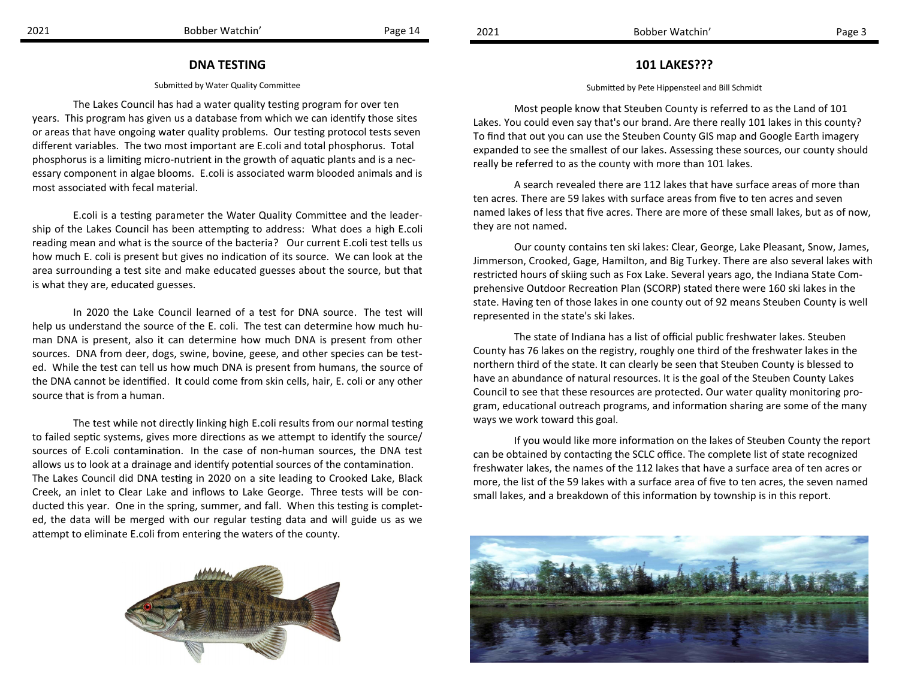## DNA TESTING

Submitted by Water Quality Committee

The Lakes Council has had a water quality testing program for over ten years. This program has given us a database from which we can identify those sites or areas that have ongoing water quality problems. Our testing protocol tests seven different variables. The two most important are E.coli and total phosphorus. Total phosphorus is a limiting micro-nutrient in the growth of aquatic plants and is a necessary component in algae blooms. E.coli is associated warm blooded animals and is most associated with fecal material.

E.coli is a testing parameter the Water Quality Committee and the leadership of the Lakes Council has been attempting to address: What does a high E.coli reading mean and what is the source of the bacteria? Our current E.coli test tells us how much E. coli is present but gives no indication of its source. We can look at the area surrounding a test site and make educated guesses about the source, but that is what they are, educated guesses.

In 2020 the Lake Council learned of a test for DNA source. The test will help us understand the source of the E. coli. The test can determine how much human DNA is present, also it can determine how much DNA is present from other sources. DNA from deer, dogs, swine, bovine, geese, and other species can be tested. While the test can tell us how much DNA is present from humans, the source of the DNA cannot be identified. It could come from skin cells, hair, E. coli or any other source that is from a human.

The test while not directly linking high E.coli results from our normal testing to failed septic systems, gives more directions as we attempt to identify the source/sources of E.coli contamination. In the case of non-human sources, the DNA test allows us to look at a drainage and identify potential sources of the contamination. The Lakes Council did DNA testing in 2020 on a site leading to Crooked Lake, Black Creek, an inlet to Clear Lake and inflows to Lake George. Three tests will be conducted this year. One in the spring, summer, and fall. When this testing is completed, the data will be merged with our regular testing data and will guide us as we attempt to eliminate E.coli from entering the waters of the county.

## 101 LAKES???

Submitted by Pete Hippensteel and Bill Schmidt

Most people know that Steuben County is referred to as the Land of 101 Lakes. You could even say that's our brand. Are there really 101 lakes in this county? To find that out you can use the Steuben County GIS map and Google Earth imagery expanded to see the smallest of our lakes. Assessing these sources, our county should really be referred to as the county with more than 101 lakes.

A search revealed there are 112 lakes that have surface areas of more than ten acres. There are 59 lakes with surface areas from five to ten acres and seven named lakes of less that five acres. There are more of these small lakes, but as of now, they are not named.

Our county contains ten ski lakes: Clear, George, Lake Pleasant, Snow, James, Jimmerson, Crooked, Gage, Hamilton, and Big Turkey. There are also several lakes with restricted hours of skiing such as Fox Lake. Several years ago, the Indiana State Comprehensive Outdoor Recreation Plan (SCORP) stated there were 160 ski lakes in the state. Having ten of those lakes in one county out of 92 means Steuben County is well represented in the state's ski lakes.

The state of Indiana has a list of official public freshwater lakes. Steuben County has 76 lakes on the registry, roughly one third of the freshwater lakes in the northern third of the state. It can clearly be seen that Steuben County is blessed to have an abundance of natural resources. It is the goal of the Steuben County Lakes Council to see that these resources are protected. Our water quality monitoring program, educational outreach programs, and information sharing are some of the many ways we work toward this goal.

If you would like more information on the lakes of Steuben County the report can be obtained by contacting the SCLC office. The complete list of state recognized freshwater lakes, the names of the 112 lakes that have a surface area of ten acres or more, the list of the 59 lakes with a surface area of five to ten acres, the seven named small lakes, and a breakdown of this information by township is in this report.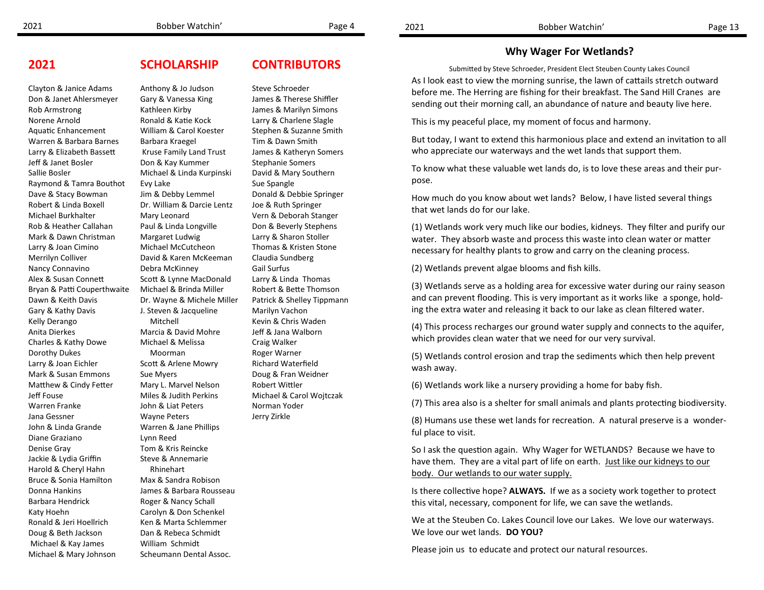# 2021 SCHOLARSHIP CONTRIBUTORS

Clayton & Janice Adams
Don & Janet Ahlersmeyer
Rob Armstrong
Norene Arnold
Aquatic Enhancement
Warren & Barbara Barnes
Larry & Elizabeth Bassett
Jeff & Janet Bosler
Sallie Bosler
Raymond & Tamra Bouthot
Dave & Stacy Bowman
Robert & Linda Boxell
Michael Burkhalter
Rob & Heather Callahan
Mark & Dawn Christman
Larry & Joan Cimino
Merrilyn Colliver
Nancy Connavino
Alex & Susan Connett
Bryan & Patti Couperthwaite
Dawn & Keith Davis
Gary & Kathy Davis
Kelly Derango
Anita Dierkes
Charles & Kathy Dowe
Dorothy Dukes
Larry & Joan Eichler
Mark & Susan Emmons
Matthew & Cindy Fetter
Jeff Fouse
Warren Franke
Jana Gessner
John & Linda Grande
Diane Graziano
Denise Gray
Jackie & Lydia Griffin
Harold & Cheryl Hahn
Bruce & Sonia Hamilton
Donna Hankins
Barbara Hendrick
Katy Hoehn
Ronald & Jeri Hoellrich
Doug & Beth Jackson
Michael & Kay James
Michael & Mary Johnson

Anthony & Jo Judson
Gary & Vanessa King
Kathleen Kirby
Ronald & Katie Kock
William & Carol Koester
Barbara Kraegel
Kruse Family Land Trust
Don & Kay Kummer
Michael & Linda Kurpinski
Evy Lake
Jim & Debby Lemmel
Dr. William & Darcie Lentz
Mary Leonard
Paul & Linda Longville
Margaret Ludwig
Michael McCutcheon
David & Karen McKeeman
Debra McKinney
Scott & Lynne MacDonald
Michael & Brinda Miller
Dr. Wayne & Michele Miller
J. Steven & Jacqueline Mitchell
Marcia & David Mohre
Michael & Melissa Moorman
Scott & Arlene Mowry
Sue Myers
Mary L. Marvel Nelson
Miles & Judith Perkins
John & Liat Peters
Wayne Peters
Warren & Jane Phillips
Lynn Reed
Tom & Kris Reincke
Steve & Annemarie Rhinehart
Max & Sandra Robison
James & Barbara Rousseau
Roger & Nancy Schall
Carolyn & Don Schenkel
Ken & Marta Schlemmer
Dan & Rebeca Schmidt
William Schmidt
Scheumann Dental Assoc.

Steve Schroeder
James & Therese Shiffler
James & Marilyn Simons
Larry & Charlene Slagle
Stephen & Suzanne Smith
Tim & Dawn Smith
James & Katheryn Somers
Stephanie Somers
David & Mary Southern
Sue Spangle
Donald & Debbie Springer
Joe & Ruth Springer
Vern & Deborah Stanger
Don & Beverly Stephens
Larry & Sharon Stoller
Thomas & Kristen Stone
Claudia Sundberg
Gail Surfus
Larry & Linda Thomas
Robert & Bette Thomson
Patrick & Shelley Tippmann
Marilyn Vachon
Kevin & Chris Waden
Jeff & Jana Walborn
Craig Walker
Roger Warner
Richard Waterfield
Doug & Fran Weidner
Robert Wittler
Michael & Carol Wojtczak
Norman Yoder
Jerry Zirkle

## Why Wager For Wetlands?

Submitted by Steve Schroeder, President Elect Steuben County Lakes Council

As I look east to view the morning sunrise, the lawn of cattails stretch outward before me. The Herring are fishing for their breakfast. The Sand Hill Cranes are sending out their morning call, an abundance of nature and beauty live here.

This is my peaceful place, my moment of focus and harmony.

But today, I want to extend this harmonious place and extend an invitation to all who appreciate our waterways and the wet lands that support them.

To know what these valuable wet lands do, is to love these areas and their purpose.

How much do you know about wet lands? Below, I have listed several things that wet lands do for our lake.

(1) Wetlands work very much like our bodies, kidneys. They filter and purify our water. They absorb waste and process this waste into clean water or matter necessary for healthy plants to grow and carry on the cleaning process.

(2) Wetlands prevent algae blooms and fish kills.

(3) Wetlands serve as a holding area for excessive water during our rainy season and can prevent flooding. This is very important as it works like a sponge, holding the extra water and releasing it back to our lake as clean filtered water.

(4) This process recharges our ground water supply and connects to the aquifer, which provides clean water that we need for our very survival.

(5) Wetlands control erosion and trap the sediments which then help prevent wash away.

(6) Wetlands work like a nursery providing a home for baby fish.

(7) This area also is a shelter for small animals and plants protecting biodiversity.

(8) Humans use these wet lands for recreation. A natural preserve is a wonderful place to visit.

So I ask the question again. Why Wager for WETLANDS? Because we have to have them. They are a vital part of life on earth. Just like our kidneys to our body. Our wetlands to our water supply.

Is there collective hope? **ALWAYS.** If we as a society work together to protect this vital, necessary, component for life, we can save the wetlands.

We at the Steuben Co. Lakes Council love our Lakes. We love our waterways. We love our wet lands. **DO YOU?**

Please join us to educate and protect our natural resources.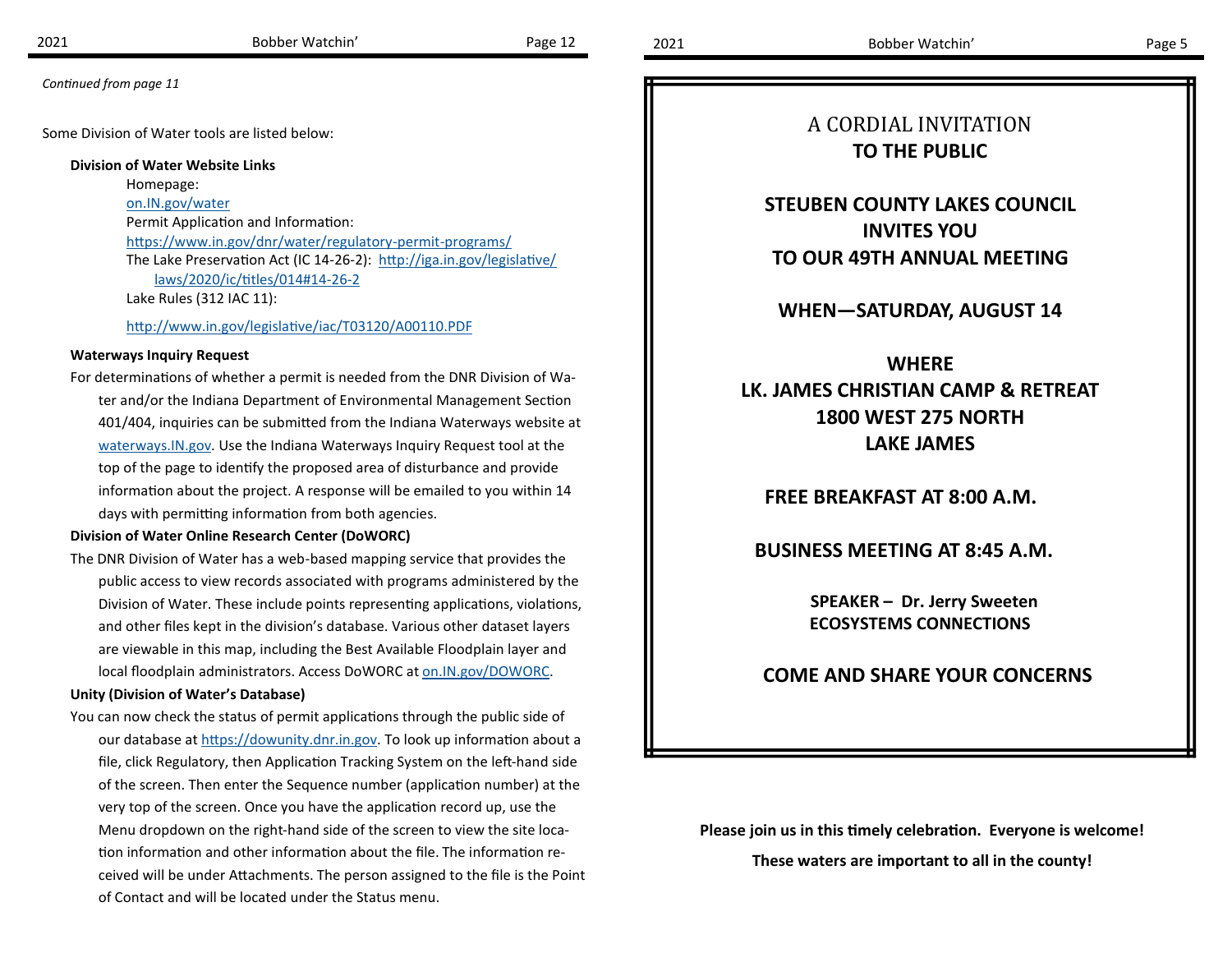*Continued from page 11*

Some Division of Water tools are listed below:

**Division of Water Website Links**

Homepage:
on.IN.gov/water

Permit Application and Information:
https://www.in.gov/dnr/water/regulatory-permit-programs/

The Lake Preservation Act (IC 14-26-2): http://iga.in.gov/legislative/laws/2020/ic/titles/014#14-26-2

Lake Rules (312 IAC 11):

http://www.in.gov/legislative/iac/T03120/A00110.PDF

**Waterways Inquiry Request**

For determinations of whether a permit is needed from the DNR Division of Water and/or the Indiana Department of Environmental Management Section 401/404, inquiries can be submitted from the Indiana Waterways website at waterways.IN.gov. Use the Indiana Waterways Inquiry Request tool at the top of the page to identify the proposed area of disturbance and provide information about the project. A response will be emailed to you within 14 days with permitting information from both agencies.

**Division of Water Online Research Center (DoWORC)**

The DNR Division of Water has a web-based mapping service that provides the public access to view records associated with programs administered by the Division of Water. These include points representing applications, violations, and other files kept in the division's database. Various other dataset layers are viewable in this map, including the Best Available Floodplain layer and local floodplain administrators. Access DoWORC at on.IN.gov/DOWORC.

**Unity (Division of Water's Database)**

You can now check the status of permit applications through the public side of our database at https://dowunity.dnr.in.gov. To look up information about a file, click Regulatory, then Application Tracking System on the left-hand side of the screen. Then enter the Sequence number (application number) at the very top of the screen. Once you have the application record up, use the Menu dropdown on the right-hand side of the screen to view the site location information and other information about the file. The information received will be under Attachments. The person assigned to the file is the Point of Contact and will be located under the Status menu.

A CORDIAL INVITATION
**TO THE PUBLIC**

**STEUBEN COUNTY LAKES COUNCIL**
**INVITES YOU**
**TO OUR 49TH ANNUAL MEETING**

**WHEN—SATURDAY, AUGUST 14**

**WHERE**
**LK. JAMES CHRISTIAN CAMP & RETREAT**
**1800 WEST 275 NORTH**
**LAKE JAMES**

**FREE BREAKFAST AT 8:00 A.M.**

**BUSINESS MEETING AT 8:45 A.M.**

**SPEAKER – Dr. Jerry Sweeten**
**ECOSYSTEMS CONNECTIONS**

**COME AND SHARE YOUR CONCERNS**

**Please join us in this timely celebration. Everyone is welcome!**

**These waters are important to all in the county!**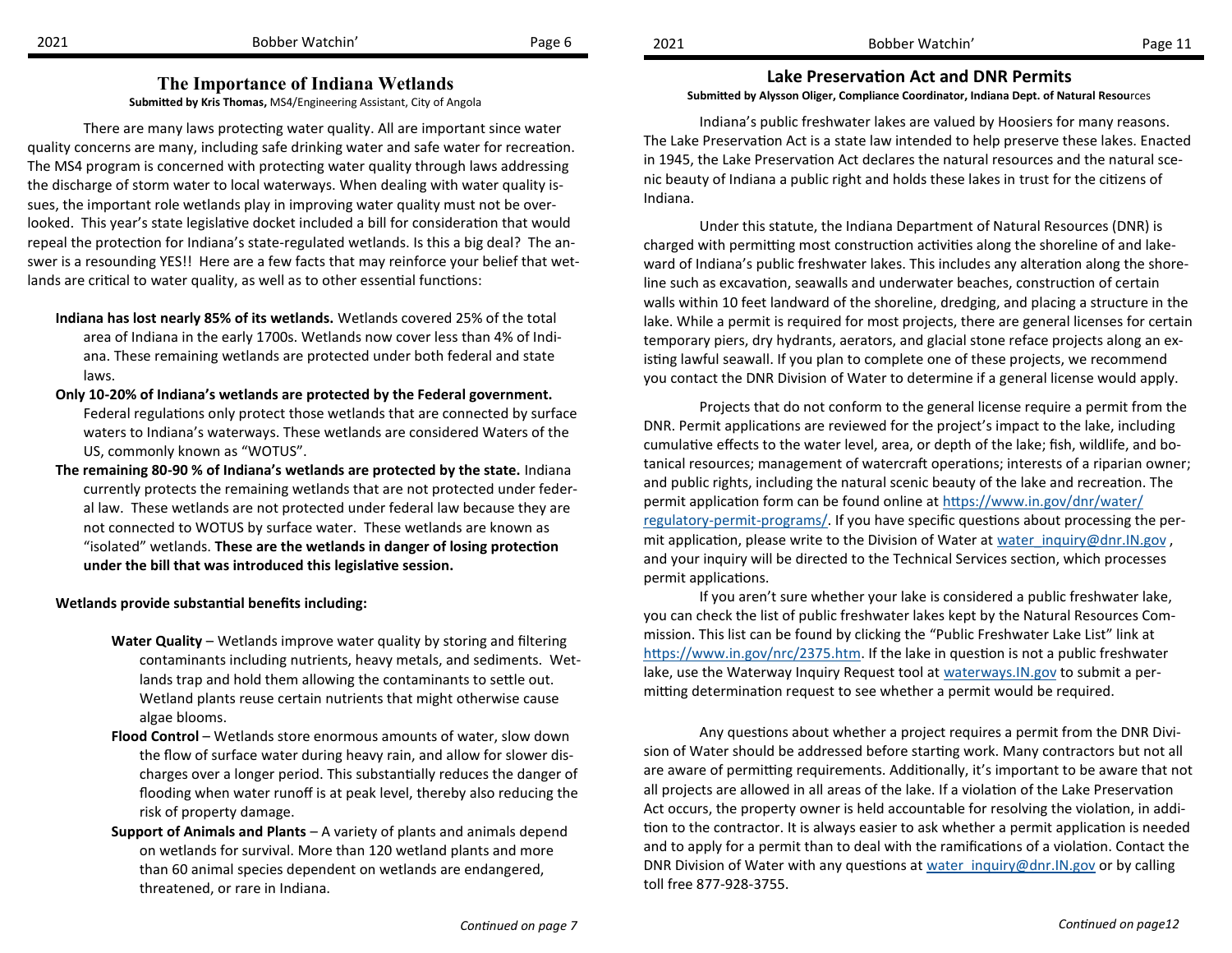## The Importance of Indiana Wetlands

**Submitted by Kris Thomas,** MS4/Engineering Assistant, City of Angola

There are many laws protecting water quality. All are important since water quality concerns are many, including safe drinking water and safe water for recreation. The MS4 program is concerned with protecting water quality through laws addressing the discharge of storm water to local waterways. When dealing with water quality issues, the important role wetlands play in improving water quality must not be overlooked. This year's state legislative docket included a bill for consideration that would repeal the protection for Indiana's state-regulated wetlands. Is this a big deal? The answer is a resounding YES!! Here are a few facts that may reinforce your belief that wetlands are critical to water quality, as well as to other essential functions:

**Indiana has lost nearly 85% of its wetlands.** Wetlands covered 25% of the total area of Indiana in the early 1700s. Wetlands now cover less than 4% of Indiana. These remaining wetlands are protected under both federal and state laws.

**Only 10-20% of Indiana's wetlands are protected by the Federal government.** Federal regulations only protect those wetlands that are connected by surface waters to Indiana's waterways. These wetlands are considered Waters of the US, commonly known as "WOTUS".

**The remaining 80-90 % of Indiana's wetlands are protected by the state.** Indiana currently protects the remaining wetlands that are not protected under federal law. These wetlands are not protected under federal law because they are not connected to WOTUS by surface water. These wetlands are known as "isolated" wetlands. **These are the wetlands in danger of losing protection under the bill that was introduced this legislative session.**

**Wetlands provide substantial benefits including:**

- **Water Quality** – Wetlands improve water quality by storing and filtering contaminants including nutrients, heavy metals, and sediments. Wetlands trap and hold them allowing the contaminants to settle out. Wetland plants reuse certain nutrients that might otherwise cause algae blooms.
- **Flood Control** – Wetlands store enormous amounts of water, slow down the flow of surface water during heavy rain, and allow for slower discharges over a longer period. This substantially reduces the danger of flooding when water runoff is at peak level, thereby also reducing the risk of property damage.
- **Support of Animals and Plants** – A variety of plants and animals depend on wetlands for survival. More than 120 wetland plants and more than 60 animal species dependent on wetlands are endangered, threatened, or rare in Indiana.

*Continued on page 7*

## Lake Preservation Act and DNR Permits

**Submitted by Alysson Oliger, Compliance Coordinator, Indiana Dept. of Natural Resources**

Indiana's public freshwater lakes are valued by Hoosiers for many reasons. The Lake Preservation Act is a state law intended to help preserve these lakes. Enacted in 1945, the Lake Preservation Act declares the natural resources and the natural scenic beauty of Indiana a public right and holds these lakes in trust for the citizens of Indiana.

Under this statute, the Indiana Department of Natural Resources (DNR) is charged with permitting most construction activities along the shoreline of and lakeward of Indiana's public freshwater lakes. This includes any alteration along the shoreline such as excavation, seawalls and underwater beaches, construction of certain walls within 10 feet landward of the shoreline, dredging, and placing a structure in the lake. While a permit is required for most projects, there are general licenses for certain temporary piers, dry hydrants, aerators, and glacial stone reface projects along an existing lawful seawall. If you plan to complete one of these projects, we recommend you contact the DNR Division of Water to determine if a general license would apply.

Projects that do not conform to the general license require a permit from the DNR. Permit applications are reviewed for the project's impact to the lake, including cumulative effects to the water level, area, or depth of the lake; fish, wildlife, and botanical resources; management of watercraft operations; interests of a riparian owner; and public rights, including the natural scenic beauty of the lake and recreation. The permit application form can be found online at https://www.in.gov/dnr/water/regulatory-permit-programs/. If you have specific questions about processing the permit application, please write to the Division of Water at water_inquiry@dnr.IN.gov , and your inquiry will be directed to the Technical Services section, which processes permit applications.

If you aren't sure whether your lake is considered a public freshwater lake, you can check the list of public freshwater lakes kept by the Natural Resources Commission. This list can be found by clicking the "Public Freshwater Lake List" link at https://www.in.gov/nrc/2375.htm. If the lake in question is not a public freshwater lake, use the Waterway Inquiry Request tool at waterways.IN.gov to submit a permitting determination request to see whether a permit would be required.

Any questions about whether a project requires a permit from the DNR Division of Water should be addressed before starting work. Many contractors but not all are aware of permitting requirements. Additionally, it's important to be aware that not all projects are allowed in all areas of the lake. If a violation of the Lake Preservation Act occurs, the property owner is held accountable for resolving the violation, in addition to the contractor. It is always easier to ask whether a permit application is needed and to apply for a permit than to deal with the ramifications of a violation. Contact the DNR Division of Water with any questions at water_inquiry@dnr.IN.gov or by calling toll free 877-928-3755.

*Continued on page12*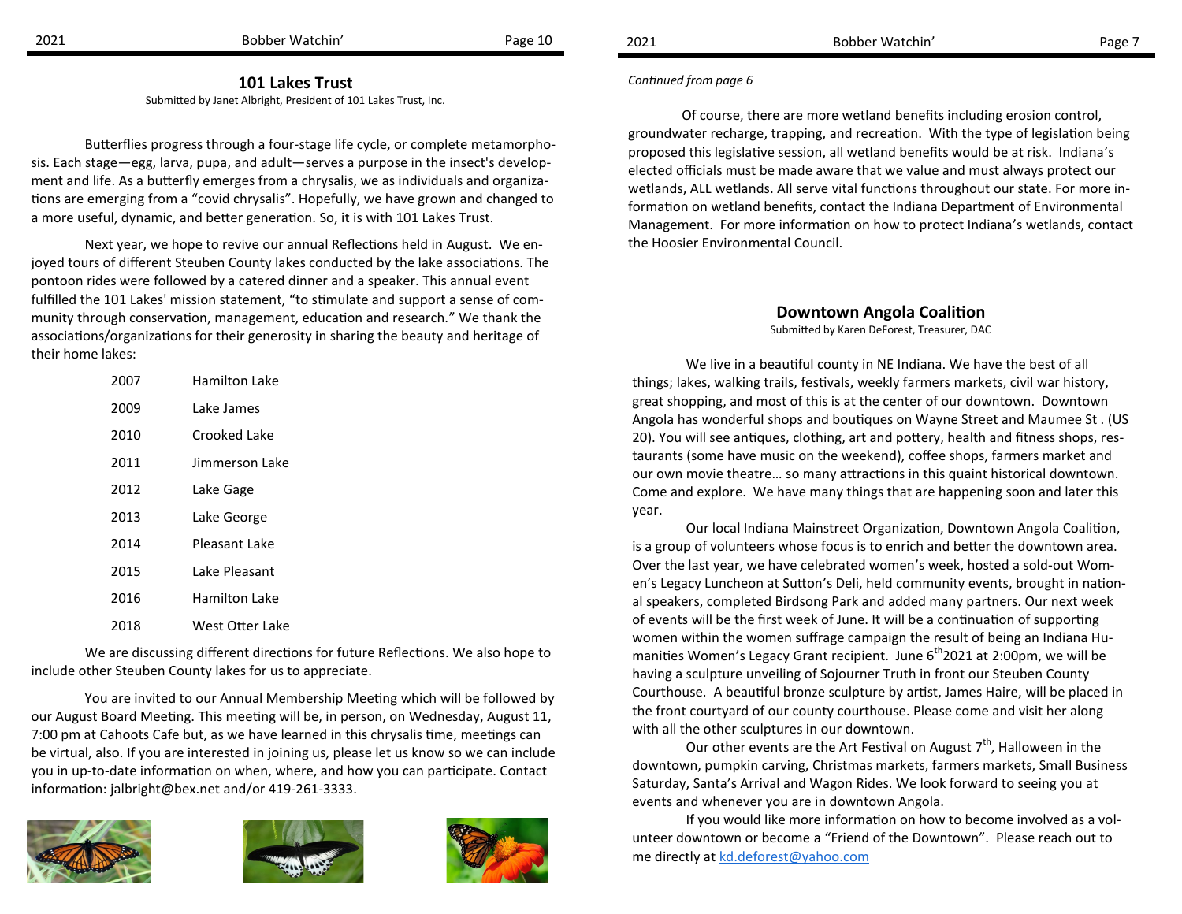## 101 Lakes Trust

Submitted by Janet Albright, President of 101 Lakes Trust, Inc.

Butterflies progress through a four-stage life cycle, or complete metamorphosis. Each stage—egg, larva, pupa, and adult—serves a purpose in the insect's development and life. As a butterfly emerges from a chrysalis, we as individuals and organizations are emerging from a "covid chrysalis". Hopefully, we have grown and changed to a more useful, dynamic, and better generation. So, it is with 101 Lakes Trust.

Next year, we hope to revive our annual Reflections held in August. We enjoyed tours of different Steuben County lakes conducted by the lake associations. The pontoon rides were followed by a catered dinner and a speaker. This annual event fulfilled the 101 Lakes' mission statement, "to stimulate and support a sense of community through conservation, management, education and research." We thank the associations/organizations for their generosity in sharing the beauty and heritage of their home lakes:

| | |
|---|---|
| 2007 | Hamilton Lake |
| 2009 | Lake James |
| 2010 | Crooked Lake |
| 2011 | Jimmerson Lake |
| 2012 | Lake Gage |
| 2013 | Lake George |
| 2014 | Pleasant Lake |
| 2015 | Lake Pleasant |
| 2016 | Hamilton Lake |
| 2018 | West Otter Lake |

We are discussing different directions for future Reflections. We also hope to include other Steuben County lakes for us to appreciate.

You are invited to our Annual Membership Meeting which will be followed by our August Board Meeting. This meeting will be, in person, on Wednesday, August 11, 7:00 pm at Cahoots Cafe but, as we have learned in this chrysalis time, meetings can be virtual, also. If you are interested in joining us, please let us know so we can include you in up-to-date information on when, where, and how you can participate. Contact information: jalbright@bex.net and/or 419-261-3333.

*Continued from page 6*

Of course, there are more wetland benefits including erosion control, groundwater recharge, trapping, and recreation. With the type of legislation being proposed this legislative session, all wetland benefits would be at risk. Indiana's elected officials must be made aware that we value and must always protect our wetlands, ALL wetlands. All serve vital functions throughout our state. For more information on wetland benefits, contact the Indiana Department of Environmental Management. For more information on how to protect Indiana's wetlands, contact the Hoosier Environmental Council.

## Downtown Angola Coalition

Submitted by Karen DeForest, Treasurer, DAC

We live in a beautiful county in NE Indiana. We have the best of all things; lakes, walking trails, festivals, weekly farmers markets, civil war history, great shopping, and most of this is at the center of our downtown. Downtown Angola has wonderful shops and boutiques on Wayne Street and Maumee St . (US 20). You will see antiques, clothing, art and pottery, health and fitness shops, restaurants (some have music on the weekend), coffee shops, farmers market and our own movie theatre… so many attractions in this quaint historical downtown. Come and explore. We have many things that are happening soon and later this year.

Our local Indiana Mainstreet Organization, Downtown Angola Coalition, is a group of volunteers whose focus is to enrich and better the downtown area. Over the last year, we have celebrated women's week, hosted a sold-out Women's Legacy Luncheon at Sutton's Deli, held community events, brought in national speakers, completed Birdsong Park and added many partners. Our next week of events will be the first week of June. It will be a continuation of supporting women within the women suffrage campaign the result of being an Indiana Humanities Women's Legacy Grant recipient. June 6th 2021 at 2:00pm, we will be having a sculpture unveiling of Sojourner Truth in front our Steuben County Courthouse. A beautiful bronze sculpture by artist, James Haire, will be placed in the front courtyard of our county courthouse. Please come and visit her along with all the other sculptures in our downtown.

Our other events are the Art Festival on August 7th, Halloween in the downtown, pumpkin carving, Christmas markets, farmers markets, Small Business Saturday, Santa's Arrival and Wagon Rides. We look forward to seeing you at events and whenever you are in downtown Angola.

If you would like more information on how to become involved as a volunteer downtown or become a "Friend of the Downtown". Please reach out to me directly at kd.deforest@yahoo.com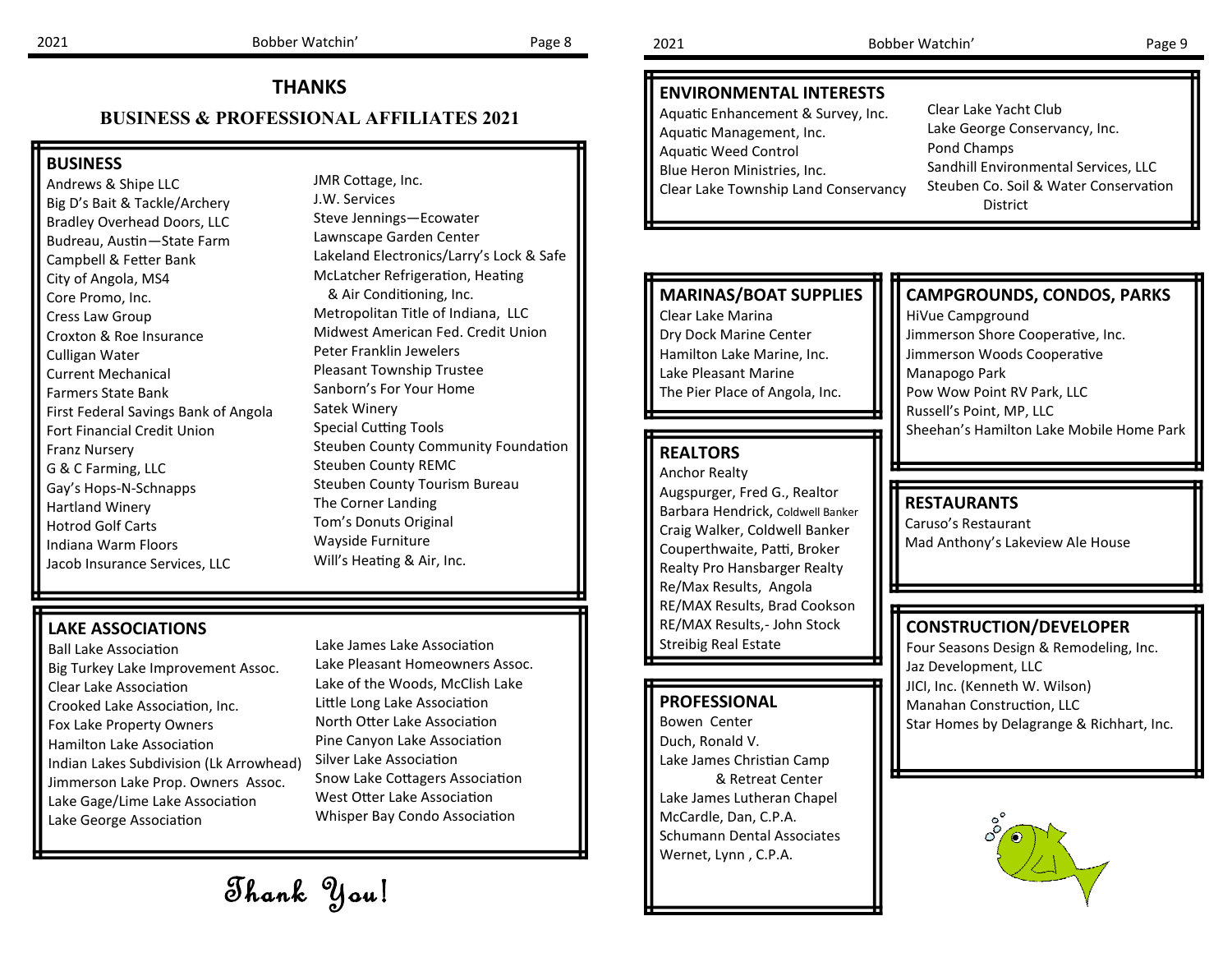# THANKS

## BUSINESS & PROFESSIONAL AFFILIATES 2021

### BUSINESS

Andrews & Shipe LLC
Big D's Bait & Tackle/Archery
Bradley Overhead Doors, LLC
Budreau, Austin—State Farm
Campbell & Fetter Bank
City of Angola, MS4
Core Promo, Inc.
Cress Law Group
Croxton & Roe Insurance
Culligan Water
Current Mechanical
Farmers State Bank
First Federal Savings Bank of Angola
Fort Financial Credit Union
Franz Nursery
G & C Farming, LLC
Gay's Hops-N-Schnapps
Hartland Winery
Hotrod Golf Carts
Indiana Warm Floors
Jacob Insurance Services, LLC
JMR Cottage, Inc.
J.W. Services
Steve Jennings—Ecowater
Lawnscape Garden Center
Lakeland Electronics/Larry's Lock & Safe
McLatcher Refrigeration, Heating & Air Conditioning, Inc.
Metropolitan Title of Indiana, LLC
Midwest American Fed. Credit Union
Peter Franklin Jewelers
Pleasant Township Trustee
Sanborn's For Your Home
Satek Winery
Special Cutting Tools
Steuben County Community Foundation
Steuben County REMC
Steuben County Tourism Bureau
The Corner Landing
Tom's Donuts Original
Wayside Furniture
Will's Heating & Air, Inc.

### LAKE ASSOCIATIONS

Ball Lake Association
Big Turkey Lake Improvement Assoc.
Clear Lake Association
Crooked Lake Association, Inc.
Fox Lake Property Owners
Hamilton Lake Association
Indian Lakes Subdivision (Lk Arrowhead)
Jimmerson Lake Prop. Owners Assoc.
Lake Gage/Lime Lake Association
Lake George Association
Lake James Lake Association
Lake Pleasant Homeowners Assoc.
Lake of the Woods, McClish Lake
Little Long Lake Association
North Otter Lake Association
Pine Canyon Lake Association
Silver Lake Association
Snow Lake Cottagers Association
West Otter Lake Association
Whisper Bay Condo Association

*Thank You!*

### ENVIRONMENTAL INTERESTS

Aquatic Enhancement & Survey, Inc.
Aquatic Management, Inc.
Aquatic Weed Control
Blue Heron Ministries, Inc.
Clear Lake Township Land Conservancy
Clear Lake Yacht Club
Lake George Conservancy, Inc.
Pond Champs
Sandhill Environmental Services, LLC
Steuben Co. Soil & Water Conservation District

### MARINAS/BOAT SUPPLIES

Clear Lake Marina
Dry Dock Marine Center
Hamilton Lake Marine, Inc.
Lake Pleasant Marine
The Pier Place of Angola, Inc.

### REALTORS

Anchor Realty
Augspurger, Fred G., Realtor
Barbara Hendrick, Coldwell Banker
Craig Walker, Coldwell Banker
Couperthwaite, Patti, Broker
Realty Pro Hansbarger Realty
Re/Max Results, Angola
RE/MAX Results, Brad Cookson
RE/MAX Results,- John Stock
Streibig Real Estate

### PROFESSIONAL

Bowen Center
Duch, Ronald V.
Lake James Christian Camp & Retreat Center
Lake James Lutheran Chapel
McCardle, Dan, C.P.A.
Schumann Dental Associates
Wernet, Lynn , C.P.A.

### CAMPGROUNDS, CONDOS, PARKS

HiVue Campground
Jimmerson Shore Cooperative, Inc.
Jimmerson Woods Cooperative
Manapogo Park
Pow Wow Point RV Park, LLC
Russell's Point, MP, LLC
Sheehan's Hamilton Lake Mobile Home Park

### RESTAURANTS

Caruso's Restaurant
Mad Anthony's Lakeview Ale House

### CONSTRUCTION/DEVELOPER

Four Seasons Design & Remodeling, Inc.
Jaz Development, LLC
JICI, Inc. (Kenneth W. Wilson)
Manahan Construction, LLC
Star Homes by Delagrange & Richhart, Inc.